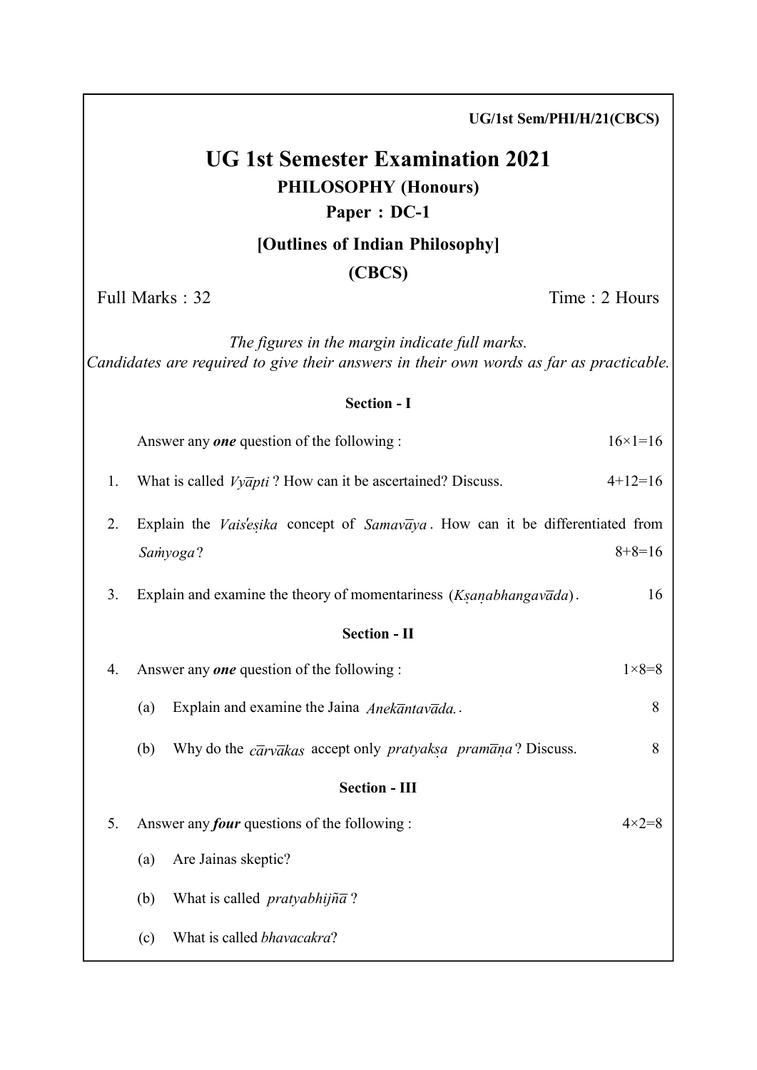UG/1st Sem/PHI/H/21(CBCS)

# UG 1st Semester Examination 2021

## PHILOSOPHY (Honours)

### Paper : DC-1

### [Outlines of Indian Philosophy]

### (CBCS)

Full Marks : 32 — Time : 2 Hours

*The figures in the margin indicate full marks.*
*Candidates are required to give their answers in their own words as far as practicable.*

**Section - I**

Answer any ***one*** question of the following : 16×1=16

1. What is called *Vyāpti* ? How can it be ascertained? Discuss. 4+12=16

2. Explain the *Vaiśeṣika* concept of *Samavāya*. How can it be differentiated from *Saṁyoga*? 8+8=16

3. Explain and examine the theory of momentariness (*Kṣaṇabhangavāda*). 16

**Section - II**

4. Answer any ***one*** question of the following : 1×8=8

   (a) Explain and examine the Jaina *Anekāntavāda.*. 8

   (b) Why do the *cārvākas* accept only *pratyakṣa pramāṇa*? Discuss. 8

**Section - III**

5. Answer any ***four*** questions of the following : 4×2=8

   (a) Are Jainas skeptic?

   (b) What is called *pratyabhijñā*?

   (c) What is called *bhavacakra*?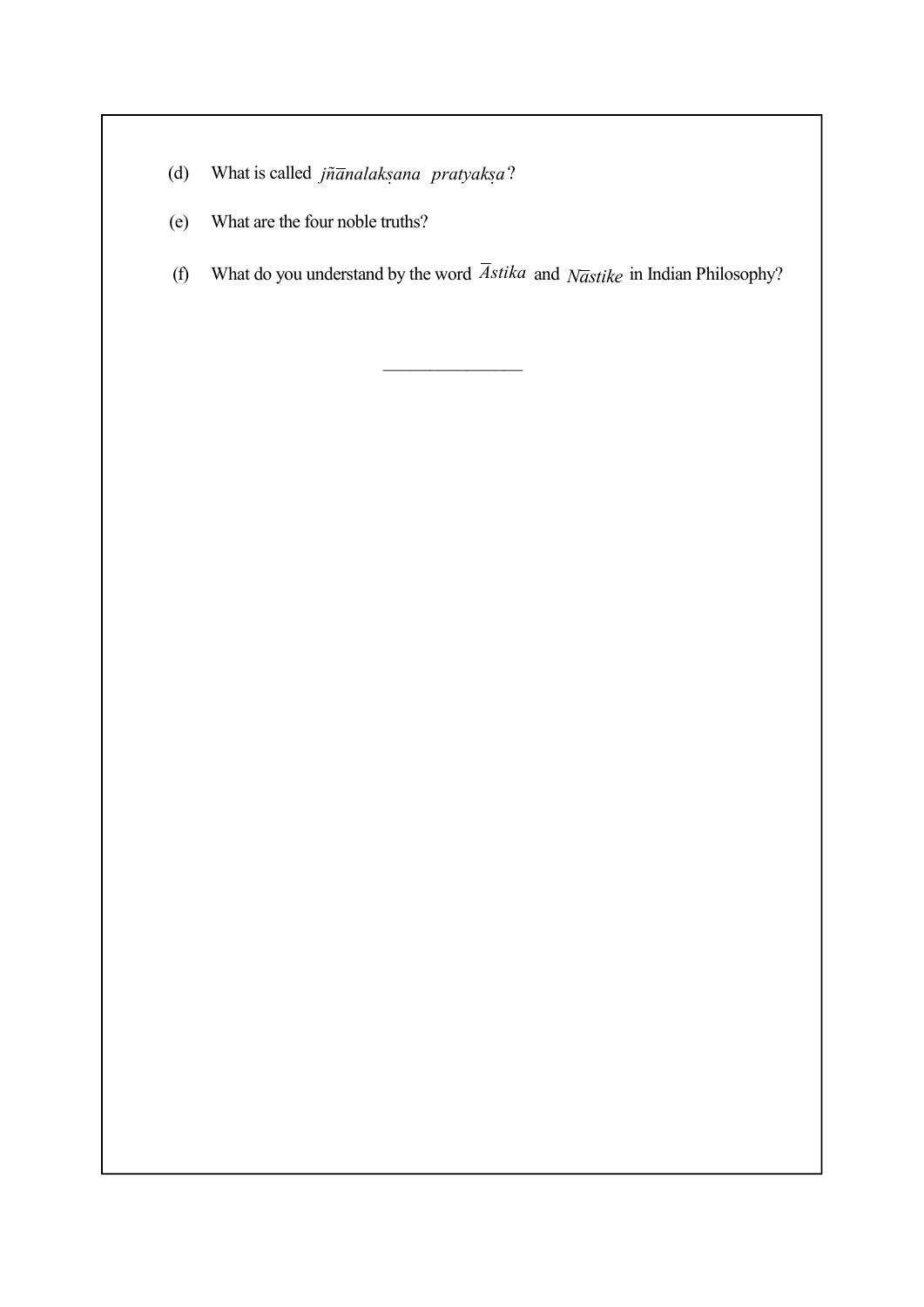(d) What is called *jñānalakṣana pratyakṣa*?

(e) What are the four noble truths?

(f) What do you understand by the word *Āstika* and *Nāstike* in Indian Philosophy?

---